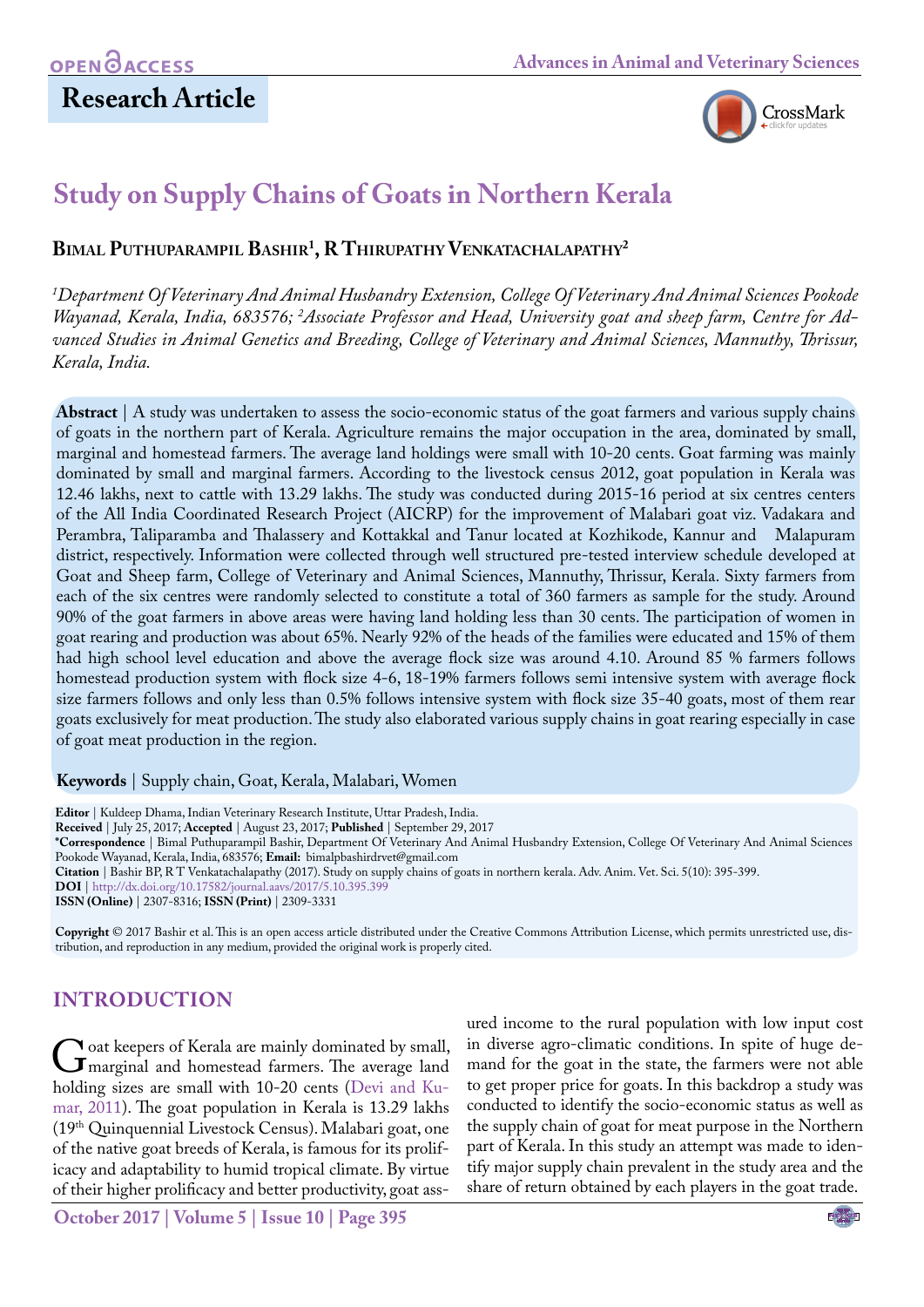OPEN ACCESS

Research Article

# Study on Supply Chains of Goats in Northern Kerala

**Bimal Puthuparampil Bashir[1], R Thirupathy Venkatachalapathy[2]**

*[1]Department Of Veterinary And Animal Husbandry Extension, College Of Veterinary And Animal Sciences Pookode Wayanad, Kerala, India, 683576; [2]Associate Professor and Head, University goat and sheep farm, Centre for Advanced Studies in Animal Genetics and Breeding, College of Veterinary and Animal Sciences, Mannuthy, Thrissur, Kerala, India.*

**Abstract** | A study was undertaken to assess the socio-economic status of the goat farmers and various supply chains of goats in the northern part of Kerala. Agriculture remains the major occupation in the area, dominated by small, marginal and homestead farmers. The average land holdings were small with 10-20 cents. Goat farming was mainly dominated by small and marginal farmers. According to the livestock census 2012, goat population in Kerala was 12.46 lakhs, next to cattle with 13.29 lakhs. The study was conducted during 2015-16 period at six centres centers of the All India Coordinated Research Project (AICRP) for the improvement of Malabari goat viz. Vadakara and Perambra, Taliparamba and Thalassery and Kottakkal and Tanur located at Kozhikode, Kannur and Malapuram district, respectively. Information were collected through well structured pre-tested interview schedule developed at Goat and Sheep farm, College of Veterinary and Animal Sciences, Mannuthy, Thrissur, Kerala. Sixty farmers from each of the six centres were randomly selected to constitute a total of 360 farmers as sample for the study. Around 90% of the goat farmers in above areas were having land holding less than 30 cents. The participation of women in goat rearing and production was about 65%. Nearly 92% of the heads of the families were educated and 15% of them had high school level education and above the average flock size was around 4.10. Around 85 % farmers follows homestead production system with flock size 4-6, 18-19% farmers follows semi intensive system with average flock size farmers follows and only less than 0.5% follows intensive system with flock size 35-40 goats, most of them rear goats exclusively for meat production. The study also elaborated various supply chains in goat rearing especially in case of goat meat production in the region.

**Keywords** | Supply chain, Goat, Kerala, Malabari, Women

**Editor** | Kuldeep Dhama, Indian Veterinary Research Institute, Uttar Pradesh, India.
**Received** | July 25, 2017; **Accepted** | August 23, 2017; **Published** | September 29, 2017
**\*Correspondence** | Bimal Puthuparampil Bashir, Department Of Veterinary And Animal Husbandry Extension, College Of Veterinary And Animal Sciences Pookode Wayanad, Kerala, India, 683576; **Email:** bimalpbashirdrvet@gmail.com
**Citation** | Bashir BP, R T Venkatachalapathy (2017). Study on supply chains of goats in northern kerala. Adv. Anim. Vet. Sci. 5(10): 395-399.
**DOI** | http://dx.doi.org/10.17582/journal.aavs/2017/5.10.395.399
**ISSN (Online)** | 2307-8316; **ISSN (Print)** | 2309-3331

**Copyright** © 2017 Bashir et al. This is an open access article distributed under the Creative Commons Attribution License, which permits unrestricted use, distribution, and reproduction in any medium, provided the original work is properly cited.

## INTRODUCTION

Goat keepers of Kerala are mainly dominated by small, marginal and homestead farmers. The average land holding sizes are small with 10-20 cents (Devi and Kumar, 2011). The goat population in Kerala is 13.29 lakhs (19th Quinquennial Livestock Census). Malabari goat, one of the native goat breeds of Kerala, is famous for its prolificacy and adaptability to humid tropical climate. By virtue of their higher prolificacy and better productivity, goat assured income to the rural population with low input cost in diverse agro-climatic conditions. In spite of huge demand for the goat in the state, the farmers were not able to get proper price for goats. In this backdrop a study was conducted to identify the socio-economic status as well as the supply chain of goat for meat purpose in the Northern part of Kerala. In this study an attempt was made to identify major supply chain prevalent in the study area and the share of return obtained by each players in the goat trade.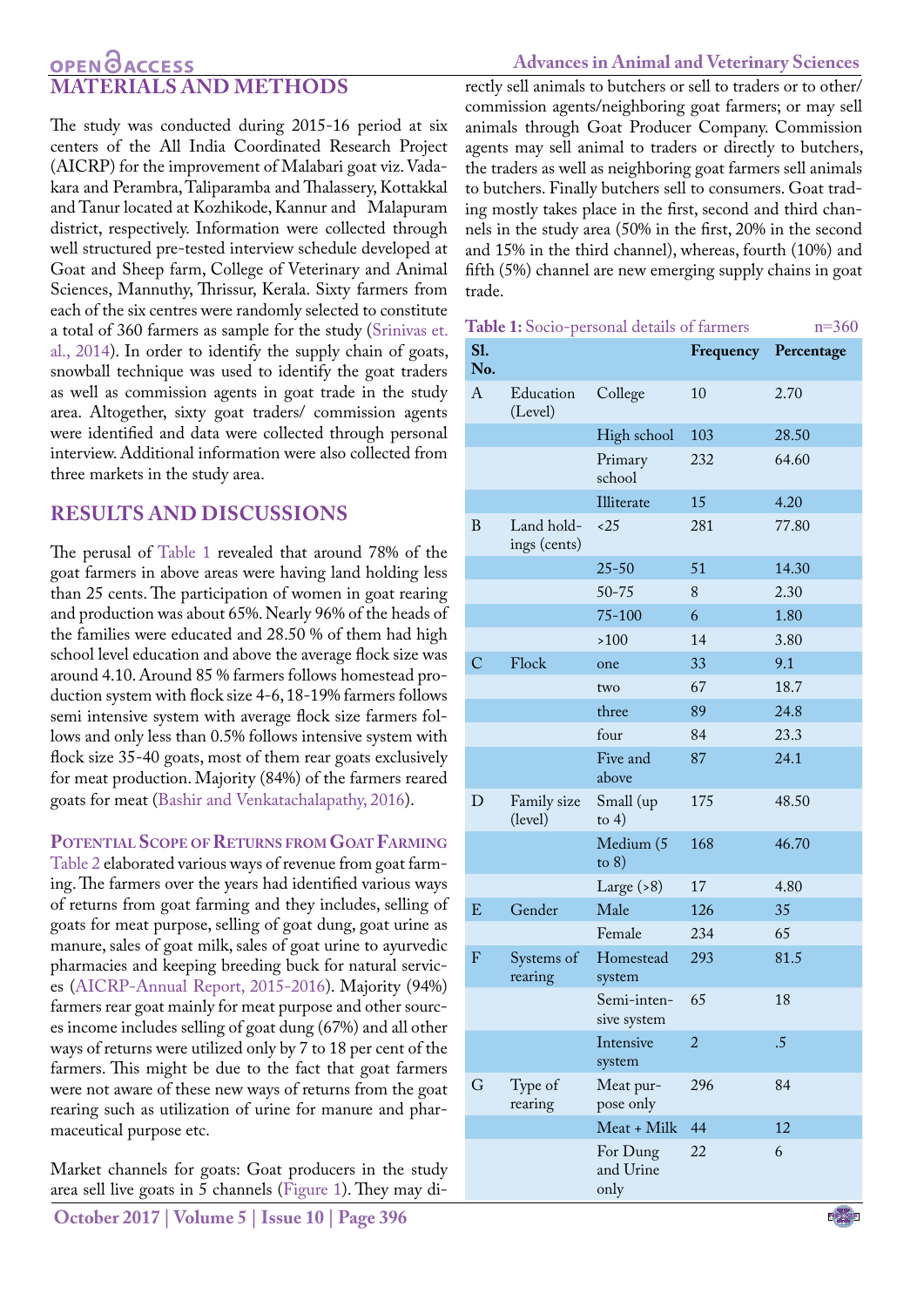## MATERIALS AND METHODS

The study was conducted during 2015-16 period at six centers of the All India Coordinated Research Project (AICRP) for the improvement of Malabari goat viz. Vadakara and Perambra, Taliparamba and Thalassery, Kottakkal and Tanur located at Kozhikode, Kannur and Malapuram district, respectively. Information were collected through well structured pre-tested interview schedule developed at Goat and Sheep farm, College of Veterinary and Animal Sciences, Mannuthy, Thrissur, Kerala. Sixty farmers from each of the six centres were randomly selected to constitute a total of 360 farmers as sample for the study (Srinivas et. al., 2014). In order to identify the supply chain of goats, snowball technique was used to identify the goat traders as well as commission agents in goat trade in the study area. Altogether, sixty goat traders/ commission agents were identified and data were collected through personal interview. Additional information were also collected from three markets in the study area.

## RESULTS AND DISCUSSIONS

The perusal of Table 1 revealed that around 78% of the goat farmers in above areas were having land holding less than 25 cents. The participation of women in goat rearing and production was about 65%. Nearly 96% of the heads of the families were educated and 28.50 % of them had high school level education and above the average flock size was around 4.10. Around 85 % farmers follows homestead production system with flock size 4-6, 18-19% farmers follows semi intensive system with average flock size farmers follows and only less than 0.5% follows intensive system with flock size 35-40 goats, most of them rear goats exclusively for meat production. Majority (84%) of the farmers reared goats for meat (Bashir and Venkatachalapathy, 2016).

### Potential Scope of Returns from Goat Farming

Table 2 elaborated various ways of revenue from goat farming. The farmers over the years had identified various ways of returns from goat farming and they includes, selling of goats for meat purpose, selling of goat dung, goat urine as manure, sales of goat milk, sales of goat urine to ayurvedic pharmacies and keeping breeding buck for natural services (AICRP-Annual Report, 2015-2016). Majority (94%) farmers rear goat mainly for meat purpose and other sources income includes selling of goat dung (67%) and all other ways of returns were utilized only by 7 to 18 per cent of the farmers. This might be due to the fact that goat farmers were not aware of these new ways of returns from the goat rearing such as utilization of urine for manure and pharmaceutical purpose etc.

Market channels for goats: Goat producers in the study area sell live goats in 5 channels (Figure 1). They may directly sell animals to butchers or sell to traders or to other/ commission agents/neighboring goat farmers; or may sell animals through Goat Producer Company. Commission agents may sell animal to traders or directly to butchers, the traders as well as neighboring goat farmers sell animals to butchers. Finally butchers sell to consumers. Goat trading mostly takes place in the first, second and third channels in the study area (50% in the first, 20% in the second and 15% in the third channel), whereas, fourth (10%) and fifth (5%) channel are new emerging supply chains in goat trade.

**Table 1:** Socio-personal details of farmers n=360

| Sl. No. | | | Frequency | Percentage |
|---|---|---|---|---|
| A | Education (Level) | College | 10 | 2.70 |
| | | High school | 103 | 28.50 |
| | | Primary school | 232 | 64.60 |
| | | Illiterate | 15 | 4.20 |
| B | Land holdings (cents) | <25 | 281 | 77.80 |
| | | 25-50 | 51 | 14.30 |
| | | 50-75 | 8 | 2.30 |
| | | 75-100 | 6 | 1.80 |
| | | >100 | 14 | 3.80 |
| C | Flock | one | 33 | 9.1 |
| | | two | 67 | 18.7 |
| | | three | 89 | 24.8 |
| | | four | 84 | 23.3 |
| | | Five and above | 87 | 24.1 |
| D | Family size (level) | Small (up to 4) | 175 | 48.50 |
| | | Medium (5 to 8) | 168 | 46.70 |
| | | Large (>8) | 17 | 4.80 |
| E | Gender | Male | 126 | 35 |
| | | Female | 234 | 65 |
| F | Systems of rearing | Homestead system | 293 | 81.5 |
| | | Semi-intensive system | 65 | 18 |
| | | Intensive system | 2 | .5 |
| G | Type of rearing | Meat purpose only | 296 | 84 |
| | | Meat + Milk | 44 | 12 |
| | | For Dung and Urine only | 22 | 6 |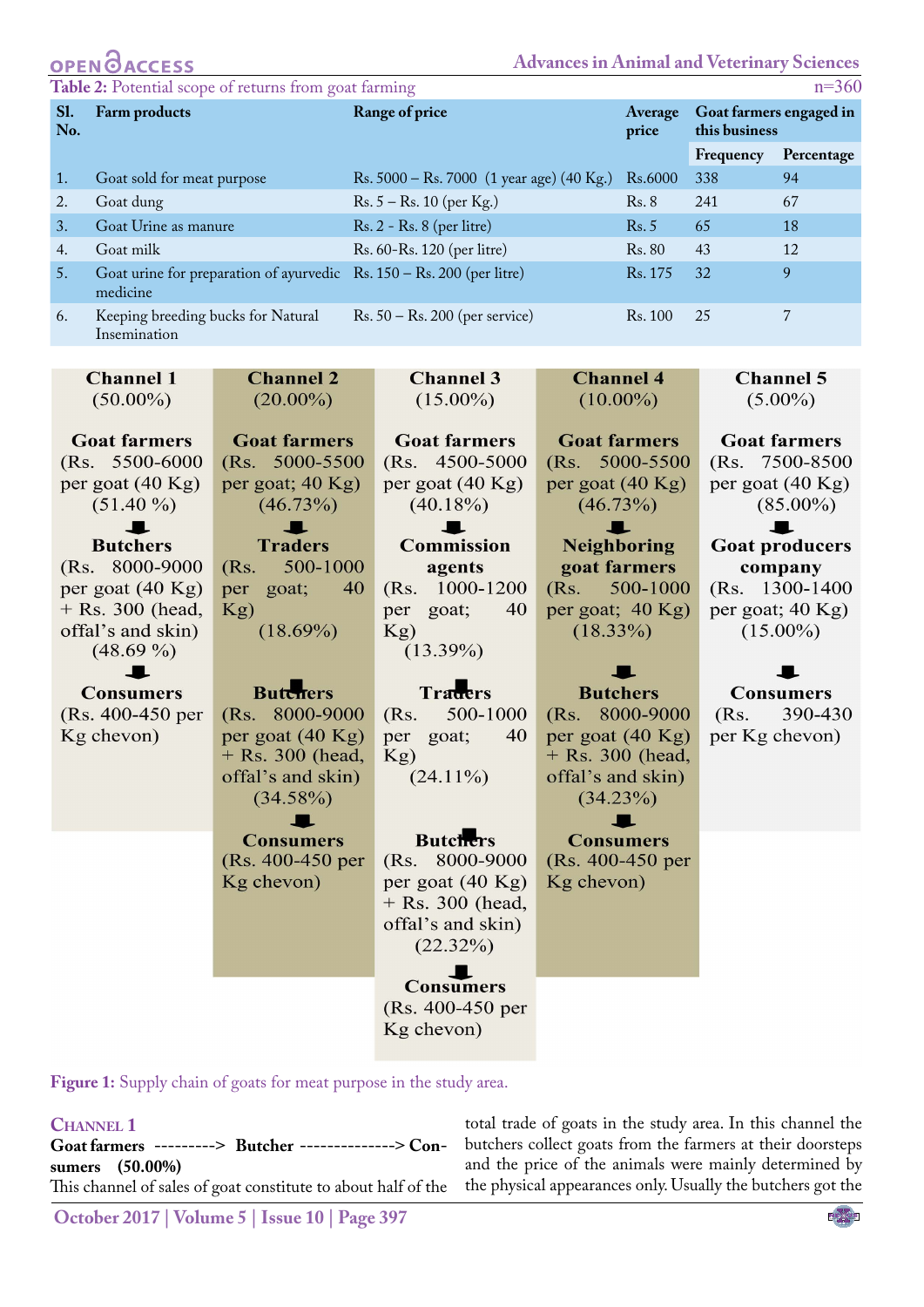Table 2: Potential scope of returns from goat farming n=360

| Sl. No. | Farm products | Range of price | Average price | Goat farmers engaged in this business | |
|---|---|---|---|---|---|
| | | | | Frequency | Percentage |
| 1. | Goat sold for meat purpose | Rs. 5000 – Rs. 7000 (1 year age) (40 Kg.) | Rs.6000 | 338 | 94 |
| 2. | Goat dung | Rs. 5 – Rs. 10 (per Kg.) | Rs. 8 | 241 | 67 |
| 3. | Goat Urine as manure | Rs. 2 - Rs. 8 (per litre) | Rs. 5 | 65 | 18 |
| 4. | Goat milk | Rs. 60-Rs. 120 (per litre) | Rs. 80 | 43 | 12 |
| 5. | Goat urine for preparation of ayurvedic medicine | Rs. 150 – Rs. 200 (per litre) | Rs. 175 | 32 | 9 |
| 6. | Keeping breeding bucks for Natural Insemination | Rs. 50 – Rs. 200 (per service) | Rs. 100 | 25 | 7 |

| Channel 1 (50.00%) | Channel 2 (20.00%) | Channel 3 (15.00%) | Channel 4 (10.00%) | Channel 5 (5.00%) |
|---|---|---|---|---|
| **Goat farmers** (Rs. 5500-6000 per goat (40 Kg) (51.40 %) | **Goat farmers** (Rs. 5000-5500 per goat; 40 Kg) (46.73%) | **Goat farmers** (Rs. 4500-5000 per goat (40 Kg) (40.18%) | **Goat farmers** (Rs. 5000-5500 per goat (40 Kg) (46.73%) | **Goat farmers** (Rs. 7500-8500 per goat (40 Kg) (85.00%) |
| ↓ | ↓ | ↓ | ↓ | ↓ |
| **Butchers** (Rs. 8000-9000 per goat (40 Kg) + Rs. 300 (head, offal's and skin) (48.69 %) | **Traders** (Rs. 500-1000 per goat; 40 Kg) (18.69%) | **Commission agents** (Rs. 1000-1200 per goat; 40 Kg) (13.39%) | **Neighboring goat farmers** (Rs. 500-1000 per goat; 40 Kg) (18.33%) | **Goat producers company** (Rs. 1300-1400 per goat; 40 Kg) (15.00%) |
| ↓ | ↓ | ↓ | ↓ | ↓ |
| **Consumers** (Rs. 400-450 per Kg chevon) | **Butchers** (Rs. 8000-9000 per goat (40 Kg) + Rs. 300 (head, offal's and skin) (34.58%) | **Traders** (Rs. 500-1000 per goat; 40 Kg) (24.11%) | **Butchers** (Rs. 8000-9000 per goat (40 Kg) + Rs. 300 (head, offal's and skin) (34.23%) | **Consumers** (Rs. 390-430 per Kg chevon) |
| | ↓ | ↓ | ↓ | |
| | **Consumers** (Rs. 400-450 per Kg chevon) | **Butchers** (Rs. 8000-9000 per goat (40 Kg) + Rs. 300 (head, offal's and skin) (22.32%) | **Consumers** (Rs. 400-450 per Kg chevon) | |
| | | ↓ | | |
| | | **Consumers** (Rs. 400-450 per Kg chevon) | | |

Figure 1: Supply chain of goats for meat purpose in the study area.

## Channel 1

**Goat farmers ---------> Butcher --------------> Consumers (50.00%)**

This channel of sales of goat constitute to about half of the total trade of goats in the study area. In this channel the butchers collect goats from the farmers at their doorsteps and the price of the animals were mainly determined by the physical appearances only. Usually the butchers got the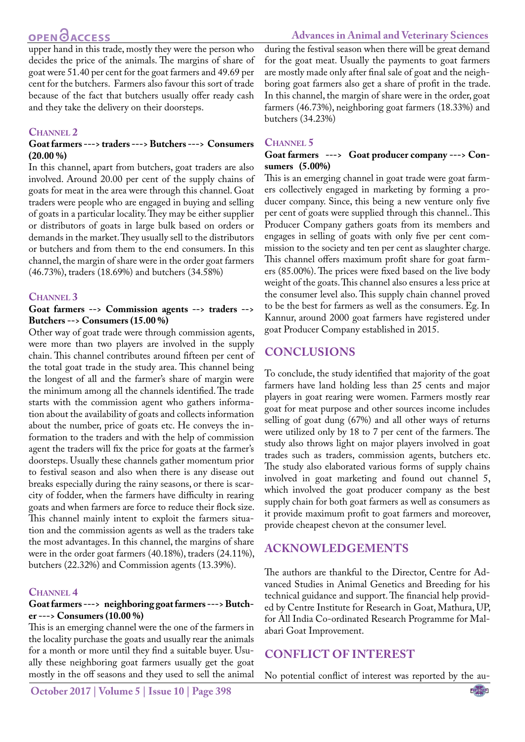upper hand in this trade, mostly they were the person who decides the price of the animals. The margins of share of goat were 51.40 per cent for the goat farmers and 49.69 per cent for the butchers. Farmers also favour this sort of trade because of the fact that butchers usually offer ready cash and they take the delivery on their doorsteps.

### Channel 2

**Goat farmers ---> traders ---> Butchers ---> Consumers (20.00 %)**

In this channel, apart from butchers, goat traders are also involved. Around 20.00 per cent of the supply chains of goats for meat in the area were through this channel. Goat traders were people who are engaged in buying and selling of goats in a particular locality. They may be either supplier or distributors of goats in large bulk based on orders or demands in the market. They usually sell to the distributors or butchers and from them to the end consumers. In this channel, the margin of share were in the order goat farmers (46.73%), traders (18.69%) and butchers (34.58%)

### Channel 3

**Goat farmers --> Commission agents --> traders --> Butchers --> Consumers (15.00 %)**

Other way of goat trade were through commission agents, were more than two players are involved in the supply chain. This channel contributes around fifteen per cent of the total goat trade in the study area. This channel being the longest of all and the farmer's share of margin were the minimum among all the channels identified. The trade starts with the commission agent who gathers information about the availability of goats and collects information about the number, price of goats etc. He conveys the information to the traders and with the help of commission agent the traders will fix the price for goats at the farmer's doorsteps. Usually these channels gather momentum prior to festival season and also when there is any disease out breaks especially during the rainy seasons, or there is scarcity of fodder, when the farmers have difficulty in rearing goats and when farmers are force to reduce their flock size. This channel mainly intent to exploit the farmers situation and the commission agents as well as the traders take the most advantages. In this channel, the margins of share were in the order goat farmers (40.18%), traders (24.11%), butchers (22.32%) and Commission agents (13.39%).

### Channel 4

**Goat farmers ---> neighboring goat farmers ---> Butcher ---> Consumers (10.00 %)**

This is an emerging channel were the one of the farmers in the locality purchase the goats and usually rear the animals for a month or more until they find a suitable buyer. Usually these neighboring goat farmers usually get the goat mostly in the off seasons and they used to sell the animal during the festival season when there will be great demand for the goat meat. Usually the payments to goat farmers are mostly made only after final sale of goat and the neighboring goat farmers also get a share of profit in the trade. In this channel, the margin of share were in the order, goat farmers (46.73%), neighboring goat farmers (18.33%) and butchers (34.23%)

### Channel 5

**Goat farmers ---> Goat producer company ---> Consumers (5.00%)**

This is an emerging channel in goat trade were goat farmers collectively engaged in marketing by forming a producer company. Since, this being a new venture only five per cent of goats were supplied through this channel.. This Producer Company gathers goats from its members and engages in selling of goats with only five per cent commission to the society and ten per cent as slaughter charge. This channel offers maximum profit share for goat farmers (85.00%). The prices were fixed based on the live body weight of the goats. This channel also ensures a less price at the consumer level also. This supply chain channel proved to be the best for farmers as well as the consumers. Eg. In Kannur, around 2000 goat farmers have registered under goat Producer Company established in 2015.

## Conclusions

To conclude, the study identified that majority of the goat farmers have land holding less than 25 cents and major players in goat rearing were women. Farmers mostly rear goat for meat purpose and other sources income includes selling of goat dung (67%) and all other ways of returns were utilized only by 18 to 7 per cent of the farmers. The study also throws light on major players involved in goat trades such as traders, commission agents, butchers etc. The study also elaborated various forms of supply chains involved in goat marketing and found out channel 5, which involved the goat producer company as the best supply chain for both goat farmers as well as consumers as it provide maximum profit to goat farmers and moreover, provide cheapest chevon at the consumer level.

## Acknowledgements

The authors are thankful to the Director, Centre for Advanced Studies in Animal Genetics and Breeding for his technical guidance and support. The financial help provided by Centre Institute for Research in Goat, Mathura, UP, for All India Co-ordinated Research Programme for Malabari Goat Improvement.

## Conflict of Interest

No potential conflict of interest was reported by the au-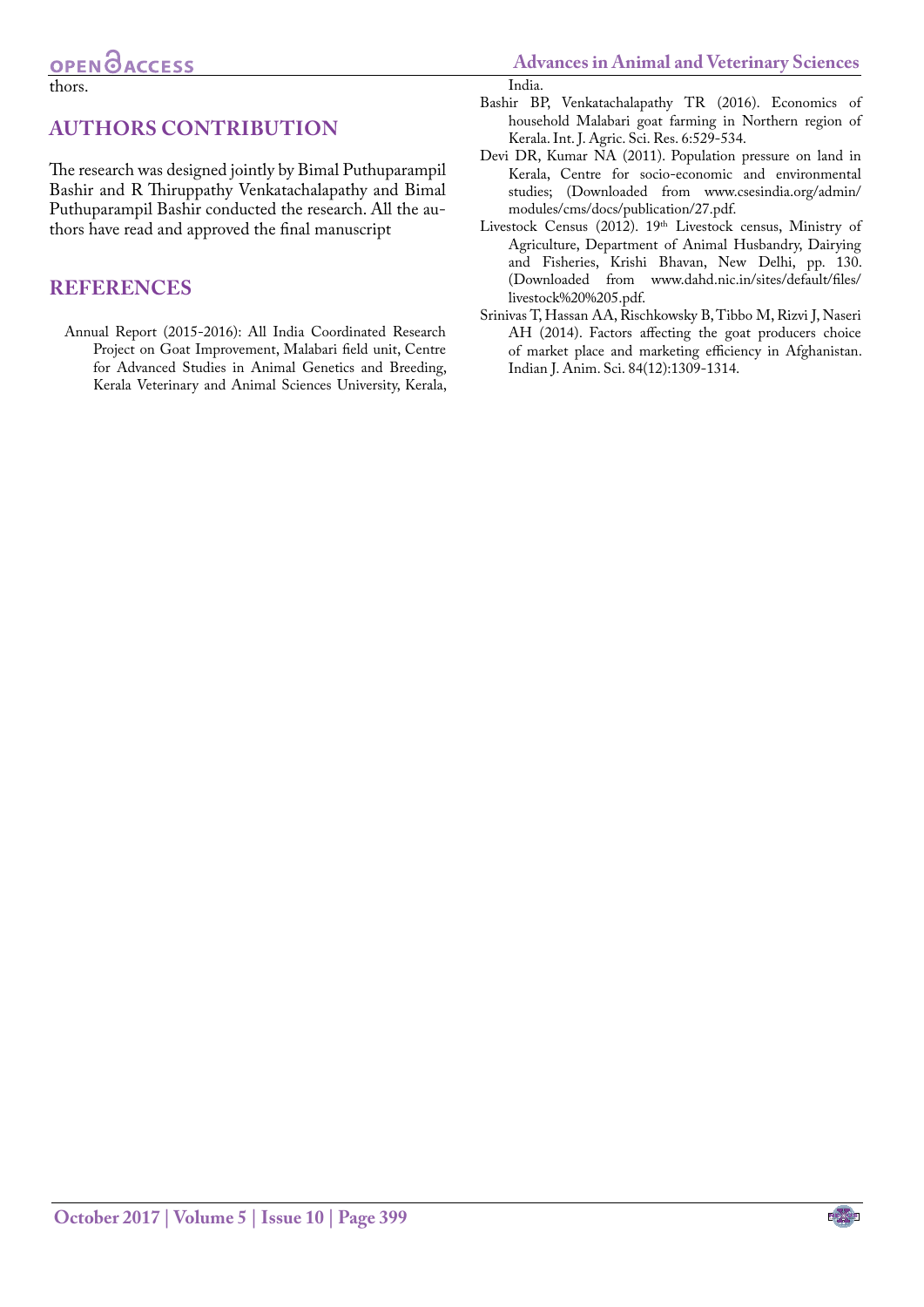thors.

## AUTHORS CONTRIBUTION

The research was designed jointly by Bimal Puthuparampil Bashir and R Thiruppathy Venkatachalapathy and Bimal Puthuparampil Bashir conducted the research. All the authors have read and approved the final manuscript

## REFERENCES

Annual Report (2015-2016): All India Coordinated Research Project on Goat Improvement, Malabari field unit, Centre for Advanced Studies in Animal Genetics and Breeding, Kerala Veterinary and Animal Sciences University, Kerala, India.

Bashir BP, Venkatachalapathy TR (2016). Economics of household Malabari goat farming in Northern region of Kerala. Int. J. Agric. Sci. Res. 6:529-534.

Devi DR, Kumar NA (2011). Population pressure on land in Kerala, Centre for socio-economic and environmental studies; (Downloaded from www.csesindia.org/admin/modules/cms/docs/publication/27.pdf.

Livestock Census (2012). 19th Livestock census, Ministry of Agriculture, Department of Animal Husbandry, Dairying and Fisheries, Krishi Bhavan, New Delhi, pp. 130. (Downloaded from www.dahd.nic.in/sites/default/files/livestock%20%205.pdf.

Srinivas T, Hassan AA, Rischkowsky B, Tibbo M, Rizvi J, Naseri AH (2014). Factors affecting the goat producers choice of market place and marketing efficiency in Afghanistan. Indian J. Anim. Sci. 84(12):1309-1314.